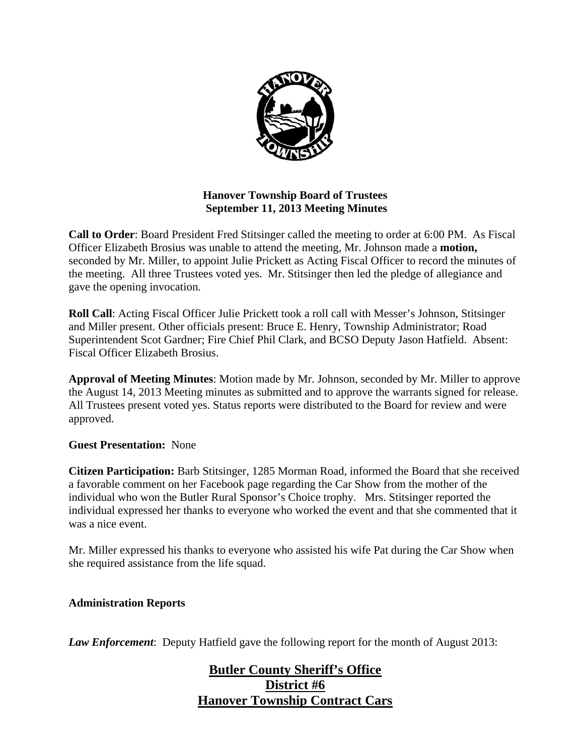**Hanover Township Board of Trustees**
**September 11, 2013 Meeting Minutes**

**Call to Order**: Board President Fred Stitsinger called the meeting to order at 6:00 PM. As Fiscal Officer Elizabeth Brosius was unable to attend the meeting, Mr. Johnson made a **motion,** seconded by Mr. Miller, to appoint Julie Prickett as Acting Fiscal Officer to record the minutes of the meeting. All three Trustees voted yes. Mr. Stitsinger then led the pledge of allegiance and gave the opening invocation.

**Roll Call**: Acting Fiscal Officer Julie Prickett took a roll call with Messer's Johnson, Stitsinger and Miller present. Other officials present: Bruce E. Henry, Township Administrator; Road Superintendent Scot Gardner; Fire Chief Phil Clark, and BCSO Deputy Jason Hatfield. Absent: Fiscal Officer Elizabeth Brosius.

**Approval of Meeting Minutes**: Motion made by Mr. Johnson, seconded by Mr. Miller to approve the August 14, 2013 Meeting minutes as submitted and to approve the warrants signed for release. All Trustees present voted yes. Status reports were distributed to the Board for review and were approved.

**Guest Presentation:** None

**Citizen Participation:** Barb Stitsinger, 1285 Morman Road, informed the Board that she received a favorable comment on her Facebook page regarding the Car Show from the mother of the individual who won the Butler Rural Sponsor's Choice trophy. Mrs. Stitsinger reported the individual expressed her thanks to everyone who worked the event and that she commented that it was a nice event.

Mr. Miller expressed his thanks to everyone who assisted his wife Pat during the Car Show when she required assistance from the life squad.

**Administration Reports**

***Law Enforcement***: Deputy Hatfield gave the following report for the month of August 2013:

**Butler County Sheriff's Office**
**District #6**
**Hanover Township Contract Cars**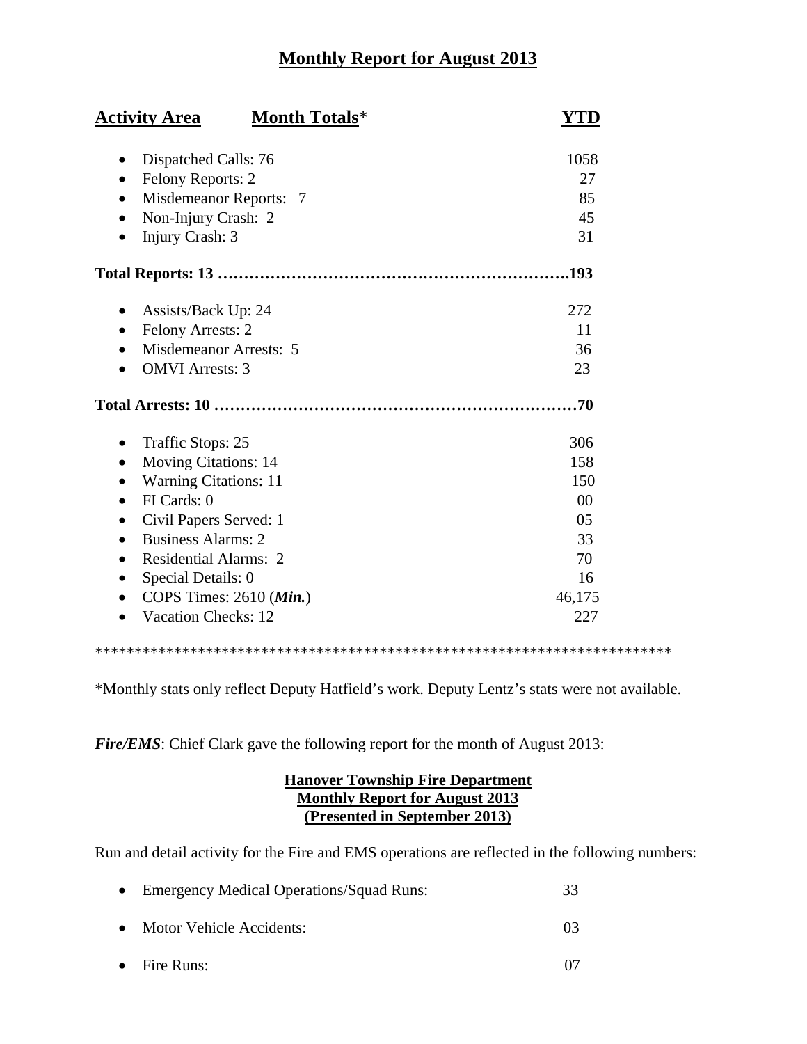## Monthly Report for August 2013

| Activity Area Month Totals* | YTD |
|---|---|
| • Dispatched Calls: 76 | 1058 |
| • Felony Reports: 2 | 27 |
| • Misdemeanor Reports: 7 | 85 |
| • Non-Injury Crash: 2 | 45 |
| • Injury Crash: 3 | 31 |
| **Total Reports: 13** | **193** |
| • Assists/Back Up: 24 | 272 |
| • Felony Arrests: 2 | 11 |
| • Misdemeanor Arrests: 5 | 36 |
| • OMVI Arrests: 3 | 23 |
| **Total Arrests: 10** | **70** |
| • Traffic Stops: 25 | 306 |
| • Moving Citations: 14 | 158 |
| • Warning Citations: 11 | 150 |
| • FI Cards: 0 | 00 |
| • Civil Papers Served: 1 | 05 |
| • Business Alarms: 2 | 33 |
| • Residential Alarms: 2 | 70 |
| • Special Details: 0 | 16 |
| • COPS Times: 2610 (***Min.***) | 46,175 |
| • Vacation Checks: 12 | 227 |

*****************************************************************************

*Monthly stats only reflect Deputy Hatfield's work. Deputy Lentz's stats were not available.

***Fire/EMS***: Chief Clark gave the following report for the month of August 2013:

**Hanover Township Fire Department**
**Monthly Report for August 2013**
**(Presented in September 2013)**

Run and detail activity for the Fire and EMS operations are reflected in the following numbers:

- Emergency Medical Operations/Squad Runs: 33
- Motor Vehicle Accidents: 03
- Fire Runs: 07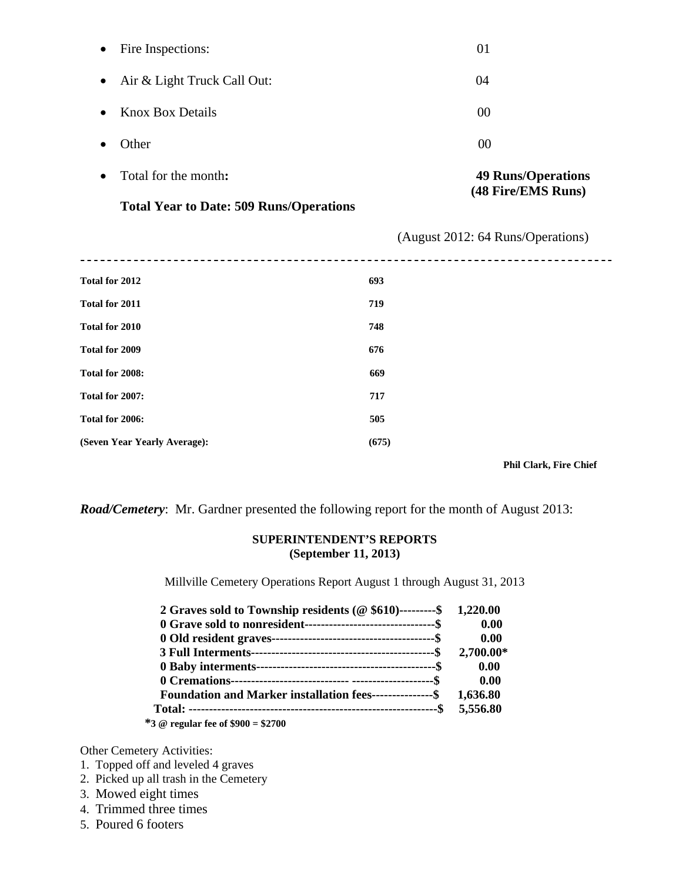- Fire Inspections: 01
- Air & Light Truck Call Out: 04
- Knox Box Details 00
- Other 00
- Total for the month**:** **49 Runs/Operations (48 Fire/EMS Runs)**

**Total Year to Date: 509 Runs/Operations**

(August 2012: 64 Runs/Operations)

---

| | |
|---|---|
| **Total for 2012** | **693** |
| **Total for 2011** | **719** |
| **Total for 2010** | **748** |
| **Total for 2009** | **676** |
| **Total for 2008:** | **669** |
| **Total for 2007:** | **717** |
| **Total for 2006:** | **505** |
| **(Seven Year Yearly Average):** | **(675)** |

**Phil Clark, Fire Chief**

***Road/Cemetery***: Mr. Gardner presented the following report for the month of August 2013:

**SUPERINTENDENT'S REPORTS**
**(September 11, 2013)**

Millville Cemetery Operations Report August 1 through August 31, 2013

| | |
|---|---|
| **2 Graves sold to Township residents (@ $610)---------$** | **1,220.00** |
| **0 Grave sold to nonresident-------------------------------$** | **0.00** |
| **0 Old resident graves---------------------------------------$** | **0.00** |
| **3 Full Interments--------------------------------------------$** | **2,700.00*** |
| **0 Baby interments-------------------------------------------$** | **0.00** |
| **0 Cremations---------------------------- --------------------$** | **0.00** |
| **Foundation and Marker installation fees---------------$** | **1,636.80** |
| **Total: ------------------------------------------------------------$** | **5,556.80** |

***3 @ regular fee of $900 = $2700**

Other Cemetery Activities:

1. Topped off and leveled 4 graves
2. Picked up all trash in the Cemetery
3. Mowed eight times
4. Trimmed three times
5. Poured 6 footers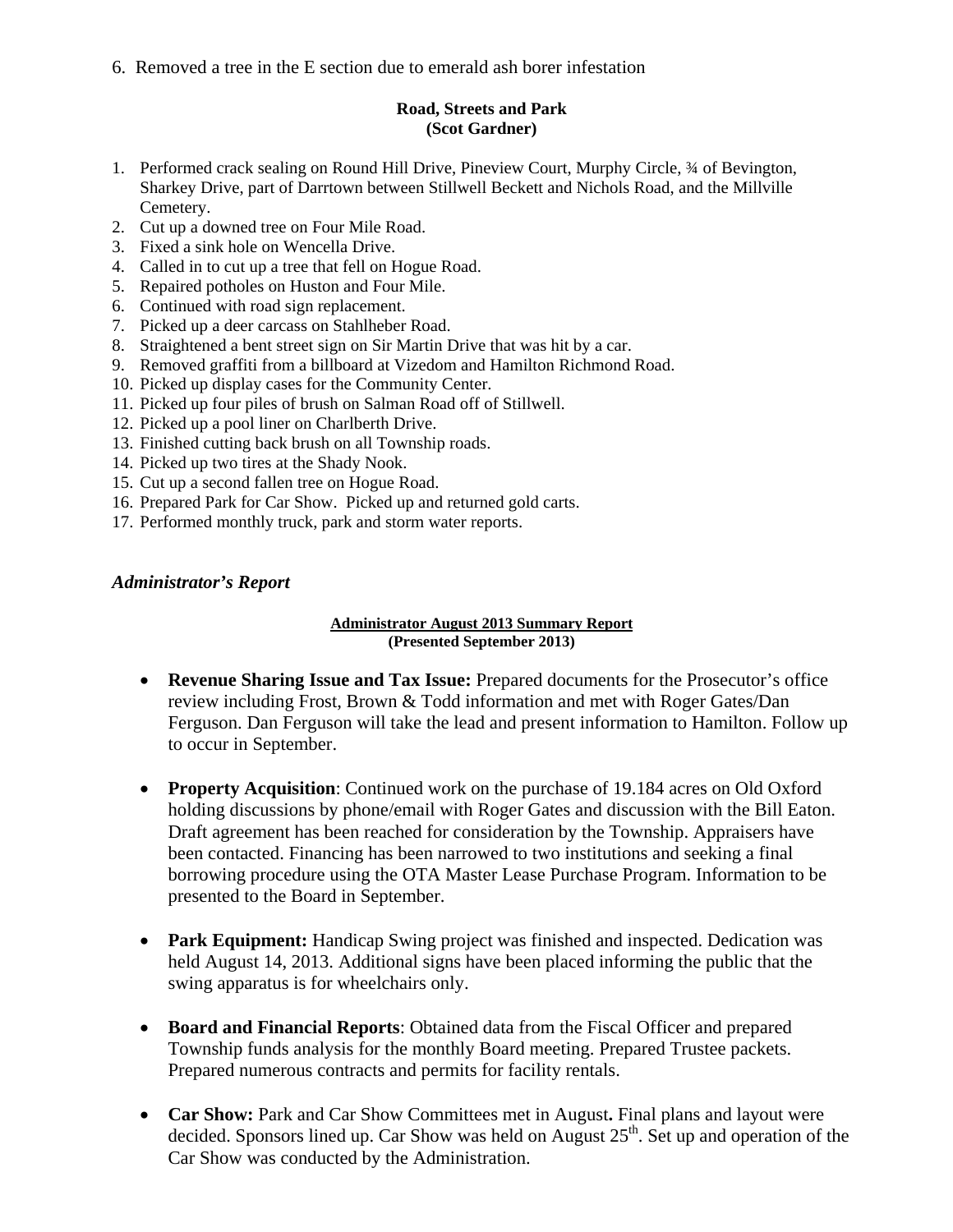6. Removed a tree in the E section due to emerald ash borer infestation

**Road, Streets and Park**
**(Scot Gardner)**

1. Performed crack sealing on Round Hill Drive, Pineview Court, Murphy Circle, ¾ of Bevington, Sharkey Drive, part of Darrtown between Stillwell Beckett and Nichols Road, and the Millville Cemetery.
2. Cut up a downed tree on Four Mile Road.
3. Fixed a sink hole on Wencella Drive.
4. Called in to cut up a tree that fell on Hogue Road.
5. Repaired potholes on Huston and Four Mile.
6. Continued with road sign replacement.
7. Picked up a deer carcass on Stahlheber Road.
8. Straightened a bent street sign on Sir Martin Drive that was hit by a car.
9. Removed graffiti from a billboard at Vizedom and Hamilton Richmond Road.
10. Picked up display cases for the Community Center.
11. Picked up four piles of brush on Salman Road off of Stillwell.
12. Picked up a pool liner on Charlberth Drive.
13. Finished cutting back brush on all Township roads.
14. Picked up two tires at the Shady Nook.
15. Cut up a second fallen tree on Hogue Road.
16. Prepared Park for Car Show. Picked up and returned gold carts.
17. Performed monthly truck, park and storm water reports.

### *Administrator's Report*

**Administrator August 2013 Summary Report**
**(Presented September 2013)**

- **Revenue Sharing Issue and Tax Issue:** Prepared documents for the Prosecutor's office review including Frost, Brown & Todd information and met with Roger Gates/Dan Ferguson. Dan Ferguson will take the lead and present information to Hamilton. Follow up to occur in September.

- **Property Acquisition**: Continued work on the purchase of 19.184 acres on Old Oxford holding discussions by phone/email with Roger Gates and discussion with the Bill Eaton. Draft agreement has been reached for consideration by the Township. Appraisers have been contacted. Financing has been narrowed to two institutions and seeking a final borrowing procedure using the OTA Master Lease Purchase Program. Information to be presented to the Board in September.

- **Park Equipment:** Handicap Swing project was finished and inspected. Dedication was held August 14, 2013. Additional signs have been placed informing the public that the swing apparatus is for wheelchairs only.

- **Board and Financial Reports**: Obtained data from the Fiscal Officer and prepared Township funds analysis for the monthly Board meeting. Prepared Trustee packets. Prepared numerous contracts and permits for facility rentals.

- **Car Show:** Park and Car Show Committees met in August**.** Final plans and layout were decided. Sponsors lined up. Car Show was held on August 25th. Set up and operation of the Car Show was conducted by the Administration.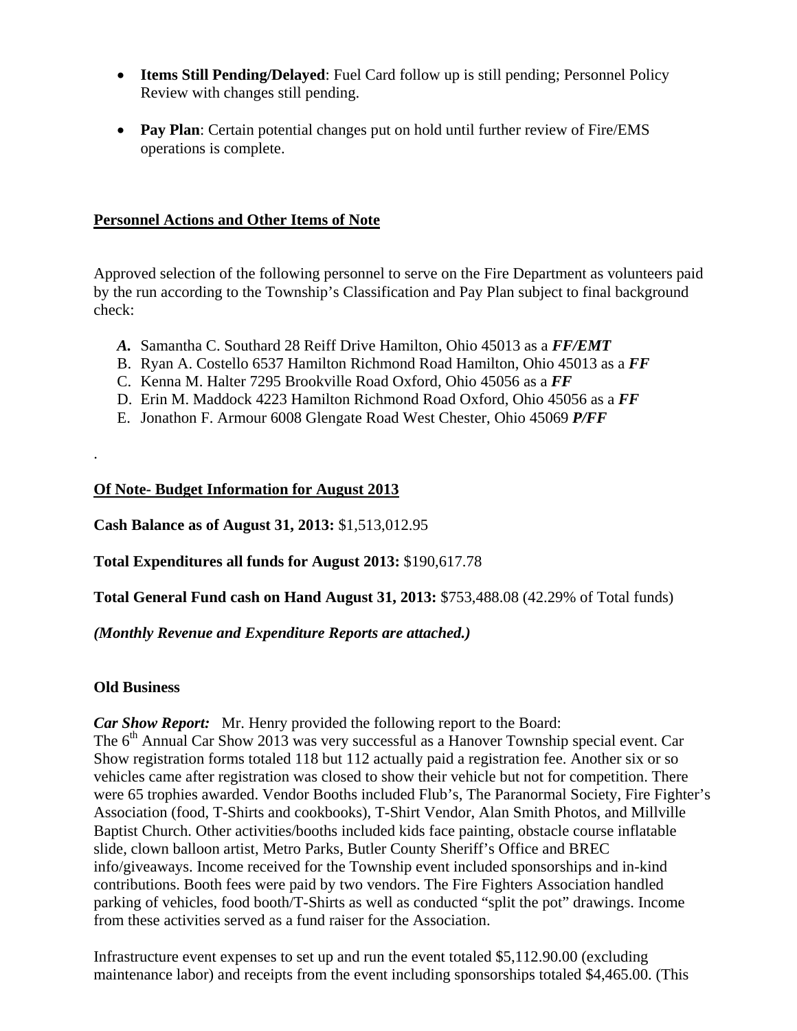- **Items Still Pending/Delayed**: Fuel Card follow up is still pending; Personnel Policy Review with changes still pending.

- **Pay Plan**: Certain potential changes put on hold until further review of Fire/EMS operations is complete.

**Personnel Actions and Other Items of Note**

Approved selection of the following personnel to serve on the Fire Department as volunteers paid by the run according to the Township's Classification and Pay Plan subject to final background check:

- ***A.*** Samantha C. Southard 28 Reiff Drive Hamilton, Ohio 45013 as a ***FF/EMT***
- B. Ryan A. Costello 6537 Hamilton Richmond Road Hamilton, Ohio 45013 as a ***FF***
- C. Kenna M. Halter 7295 Brookville Road Oxford, Ohio 45056 as a ***FF***
- D. Erin M. Maddock 4223 Hamilton Richmond Road Oxford, Ohio 45056 as a ***FF***
- E. Jonathon F. Armour 6008 Glengate Road West Chester, Ohio 45069 ***P/FF***

.

**Of Note- Budget Information for August 2013**

**Cash Balance as of August 31, 2013:** $1,513,012.95

**Total Expenditures all funds for August 2013:** $190,617.78

**Total General Fund cash on Hand August 31, 2013:** $753,488.08 (42.29% of Total funds)

***(Monthly Revenue and Expenditure Reports are attached.)***

**Old Business**

***Car Show Report:*** Mr. Henry provided the following report to the Board:
The 6th Annual Car Show 2013 was very successful as a Hanover Township special event. Car Show registration forms totaled 118 but 112 actually paid a registration fee. Another six or so vehicles came after registration was closed to show their vehicle but not for competition. There were 65 trophies awarded. Vendor Booths included Flub's, The Paranormal Society, Fire Fighter's Association (food, T-Shirts and cookbooks), T-Shirt Vendor, Alan Smith Photos, and Millville Baptist Church. Other activities/booths included kids face painting, obstacle course inflatable slide, clown balloon artist, Metro Parks, Butler County Sheriff's Office and BREC info/giveaways. Income received for the Township event included sponsorships and in-kind contributions. Booth fees were paid by two vendors. The Fire Fighters Association handled parking of vehicles, food booth/T-Shirts as well as conducted "split the pot" drawings. Income from these activities served as a fund raiser for the Association.

Infrastructure event expenses to set up and run the event totaled $5,112.90.00 (excluding maintenance labor) and receipts from the event including sponsorships totaled $4,465.00. (This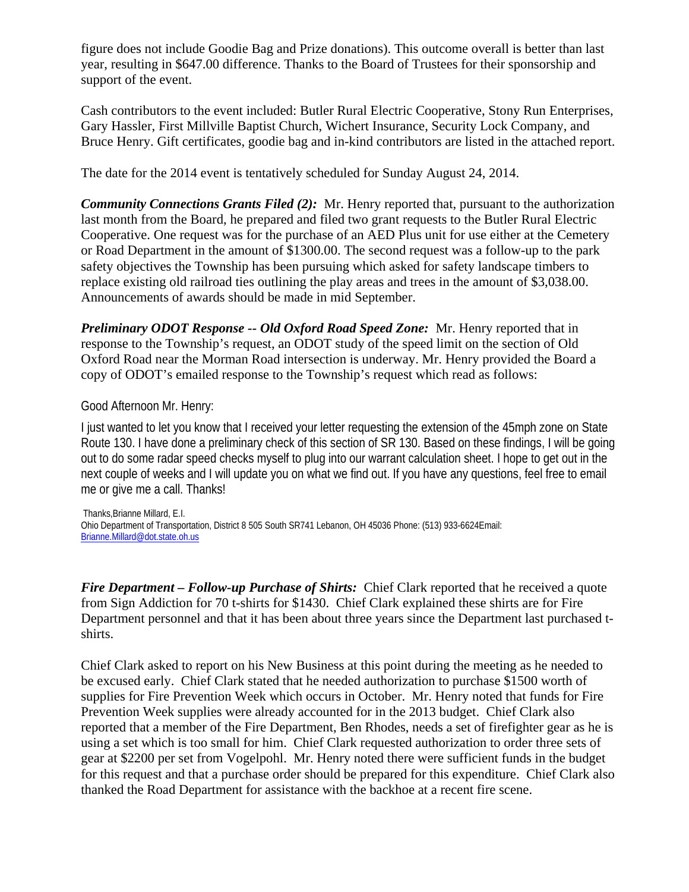figure does not include Goodie Bag and Prize donations). This outcome overall is better than last year, resulting in $647.00 difference. Thanks to the Board of Trustees for their sponsorship and support of the event.

Cash contributors to the event included: Butler Rural Electric Cooperative, Stony Run Enterprises, Gary Hassler, First Millville Baptist Church, Wichert Insurance, Security Lock Company, and Bruce Henry. Gift certificates, goodie bag and in-kind contributors are listed in the attached report.

The date for the 2014 event is tentatively scheduled for Sunday August 24, 2014.

***Community Connections Grants Filed (2):*** Mr. Henry reported that, pursuant to the authorization last month from the Board, he prepared and filed two grant requests to the Butler Rural Electric Cooperative. One request was for the purchase of an AED Plus unit for use either at the Cemetery or Road Department in the amount of $1300.00. The second request was a follow-up to the park safety objectives the Township has been pursuing which asked for safety landscape timbers to replace existing old railroad ties outlining the play areas and trees in the amount of $3,038.00. Announcements of awards should be made in mid September.

***Preliminary ODOT Response -- Old Oxford Road Speed Zone:*** Mr. Henry reported that in response to the Township's request, an ODOT study of the speed limit on the section of Old Oxford Road near the Morman Road intersection is underway. Mr. Henry provided the Board a copy of ODOT's emailed response to the Township's request which read as follows:

Good Afternoon Mr. Henry:

I just wanted to let you know that I received your letter requesting the extension of the 45mph zone on State Route 130. I have done a preliminary check of this section of SR 130. Based on these findings, I will be going out to do some radar speed checks myself to plug into our warrant calculation sheet. I hope to get out in the next couple of weeks and I will update you on what we find out. If you have any questions, feel free to email me or give me a call. Thanks!

Thanks,Brianne Millard, E.I.
Ohio Department of Transportation, District 8 505 South SR741 Lebanon, OH 45036 Phone: (513) 933-6624Email: Brianne.Millard@dot.state.oh.us

***Fire Department – Follow-up Purchase of Shirts:*** Chief Clark reported that he received a quote from Sign Addiction for 70 t-shirts for $1430. Chief Clark explained these shirts are for Fire Department personnel and that it has been about three years since the Department last purchased t-shirts.

Chief Clark asked to report on his New Business at this point during the meeting as he needed to be excused early. Chief Clark stated that he needed authorization to purchase $1500 worth of supplies for Fire Prevention Week which occurs in October. Mr. Henry noted that funds for Fire Prevention Week supplies were already accounted for in the 2013 budget. Chief Clark also reported that a member of the Fire Department, Ben Rhodes, needs a set of firefighter gear as he is using a set which is too small for him. Chief Clark requested authorization to order three sets of gear at $2200 per set from Vogelpohl. Mr. Henry noted there were sufficient funds in the budget for this request and that a purchase order should be prepared for this expenditure. Chief Clark also thanked the Road Department for assistance with the backhoe at a recent fire scene.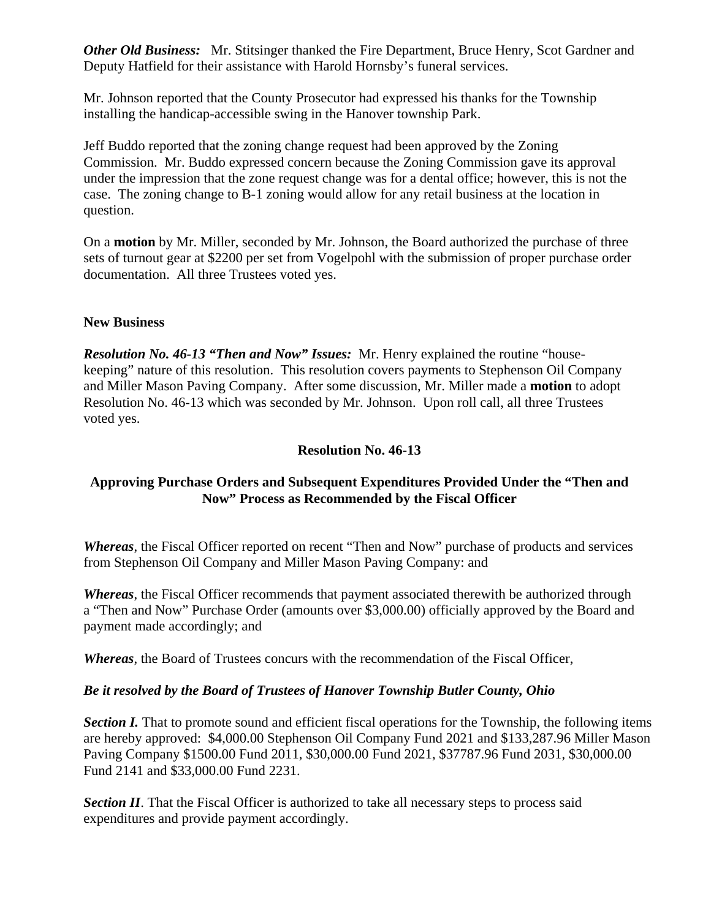***Other Old Business:*** Mr. Stitsinger thanked the Fire Department, Bruce Henry, Scot Gardner and Deputy Hatfield for their assistance with Harold Hornsby's funeral services.

Mr. Johnson reported that the County Prosecutor had expressed his thanks for the Township installing the handicap-accessible swing in the Hanover township Park.

Jeff Buddo reported that the zoning change request had been approved by the Zoning Commission. Mr. Buddo expressed concern because the Zoning Commission gave its approval under the impression that the zone request change was for a dental office; however, this is not the case. The zoning change to B-1 zoning would allow for any retail business at the location in question.

On a **motion** by Mr. Miller, seconded by Mr. Johnson, the Board authorized the purchase of three sets of turnout gear at $2200 per set from Vogelpohl with the submission of proper purchase order documentation. All three Trustees voted yes.

**New Business**

***Resolution No. 46-13 "Then and Now" Issues:*** Mr. Henry explained the routine "house-keeping" nature of this resolution. This resolution covers payments to Stephenson Oil Company and Miller Mason Paving Company. After some discussion, Mr. Miller made a **motion** to adopt Resolution No. 46-13 which was seconded by Mr. Johnson. Upon roll call, all three Trustees voted yes.

**Resolution No. 46-13**

**Approving Purchase Orders and Subsequent Expenditures Provided Under the "Then and Now" Process as Recommended by the Fiscal Officer**

***Whereas***, the Fiscal Officer reported on recent "Then and Now" purchase of products and services from Stephenson Oil Company and Miller Mason Paving Company: and

***Whereas***, the Fiscal Officer recommends that payment associated therewith be authorized through a "Then and Now" Purchase Order (amounts over $3,000.00) officially approved by the Board and payment made accordingly; and

***Whereas***, the Board of Trustees concurs with the recommendation of the Fiscal Officer,

***Be it resolved by the Board of Trustees of Hanover Township Butler County, Ohio***

***Section I.*** That to promote sound and efficient fiscal operations for the Township, the following items are hereby approved: $4,000.00 Stephenson Oil Company Fund 2021 and $133,287.96 Miller Mason Paving Company $1500.00 Fund 2011, $30,000.00 Fund 2021, $37787.96 Fund 2031, $30,000.00 Fund 2141 and $33,000.00 Fund 2231.

***Section II***. That the Fiscal Officer is authorized to take all necessary steps to process said expenditures and provide payment accordingly.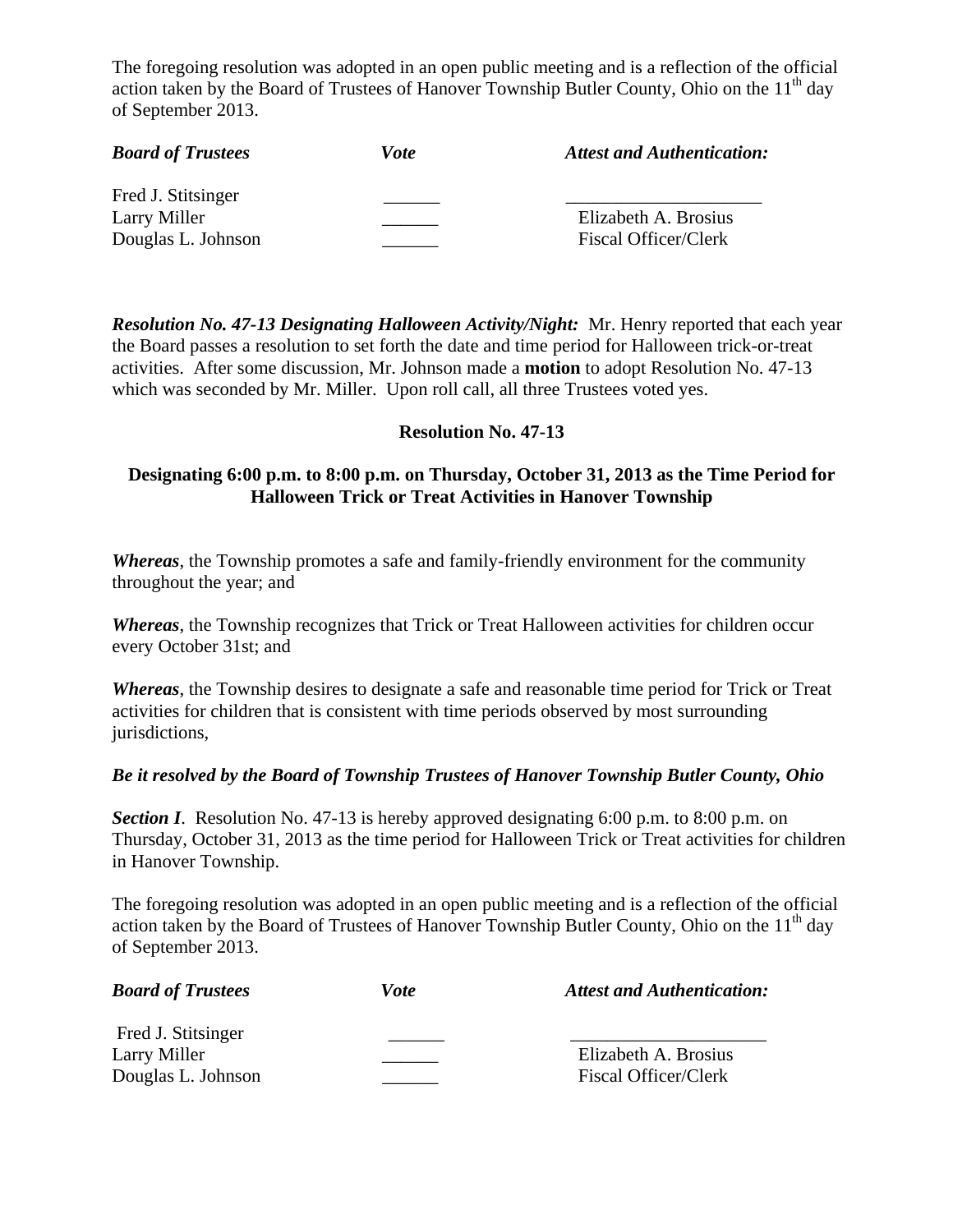The foregoing resolution was adopted in an open public meeting and is a reflection of the official action taken by the Board of Trustees of Hanover Township Butler County, Ohio on the 11th day of September 2013.

| ***Board of Trustees*** | ***Vote*** | ***Attest and Authentication:*** |
|---|---|---|
| Fred J. Stitsinger | ______ | ____________________ |
| Larry Miller | ______ | Elizabeth A. Brosius |
| Douglas L. Johnson | ______ | Fiscal Officer/Clerk |

***Resolution No. 47-13 Designating Halloween Activity/Night:*** Mr. Henry reported that each year the Board passes a resolution to set forth the date and time period for Halloween trick-or-treat activities. After some discussion, Mr. Johnson made a **motion** to adopt Resolution No. 47-13 which was seconded by Mr. Miller. Upon roll call, all three Trustees voted yes.

**Resolution No. 47-13**

**Designating 6:00 p.m. to 8:00 p.m. on Thursday, October 31, 2013 as the Time Period for Halloween Trick or Treat Activities in Hanover Township**

***Whereas***, the Township promotes a safe and family-friendly environment for the community throughout the year; and

***Whereas***, the Township recognizes that Trick or Treat Halloween activities for children occur every October 31st; and

***Whereas***, the Township desires to designate a safe and reasonable time period for Trick or Treat activities for children that is consistent with time periods observed by most surrounding jurisdictions,

***Be it resolved by the Board of Township Trustees of Hanover Township Butler County, Ohio***

***Section I***. Resolution No. 47-13 is hereby approved designating 6:00 p.m. to 8:00 p.m. on Thursday, October 31, 2013 as the time period for Halloween Trick or Treat activities for children in Hanover Township.

The foregoing resolution was adopted in an open public meeting and is a reflection of the official action taken by the Board of Trustees of Hanover Township Butler County, Ohio on the 11th day of September 2013.

| ***Board of Trustees*** | ***Vote*** | ***Attest and Authentication:*** |
|---|---|---|
| Fred J. Stitsinger | ______ | ____________________ |
| Larry Miller | ______ | Elizabeth A. Brosius |
| Douglas L. Johnson | ______ | Fiscal Officer/Clerk |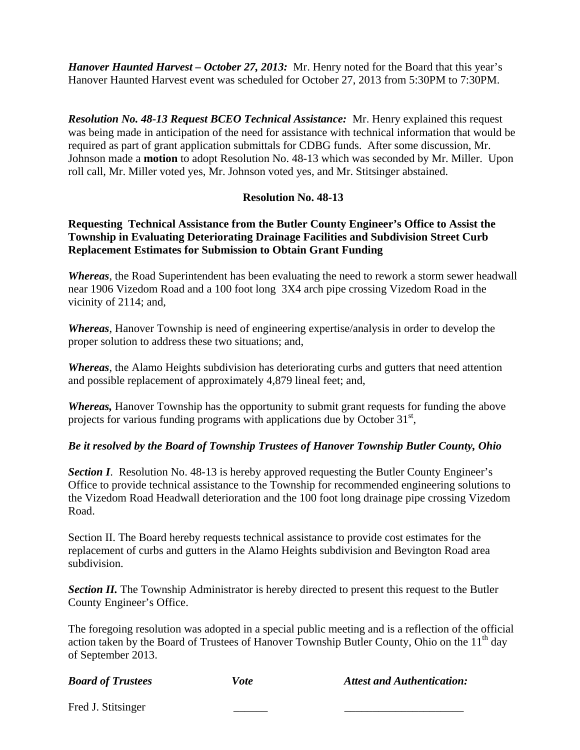***Hanover Haunted Harvest – October 27, 2013:*** Mr. Henry noted for the Board that this year's Hanover Haunted Harvest event was scheduled for October 27, 2013 from 5:30PM to 7:30PM.

***Resolution No. 48-13 Request BCEO Technical Assistance:*** Mr. Henry explained this request was being made in anticipation of the need for assistance with technical information that would be required as part of grant application submittals for CDBG funds. After some discussion, Mr. Johnson made a **motion** to adopt Resolution No. 48-13 which was seconded by Mr. Miller. Upon roll call, Mr. Miller voted yes, Mr. Johnson voted yes, and Mr. Stitsinger abstained.

**Resolution No. 48-13**

**Requesting Technical Assistance from the Butler County Engineer's Office to Assist the Township in Evaluating Deteriorating Drainage Facilities and Subdivision Street Curb Replacement Estimates for Submission to Obtain Grant Funding**

***Whereas***, the Road Superintendent has been evaluating the need to rework a storm sewer headwall near 1906 Vizedom Road and a 100 foot long 3X4 arch pipe crossing Vizedom Road in the vicinity of 2114; and,

***Whereas***, Hanover Township is need of engineering expertise/analysis in order to develop the proper solution to address these two situations; and,

***Whereas***, the Alamo Heights subdivision has deteriorating curbs and gutters that need attention and possible replacement of approximately 4,879 lineal feet; and,

***Whereas,*** Hanover Township has the opportunity to submit grant requests for funding the above projects for various funding programs with applications due by October 31st,

***Be it resolved by the Board of Township Trustees of Hanover Township Butler County, Ohio***

***Section I***. Resolution No. 48-13 is hereby approved requesting the Butler County Engineer's Office to provide technical assistance to the Township for recommended engineering solutions to the Vizedom Road Headwall deterioration and the 100 foot long drainage pipe crossing Vizedom Road.

Section II. The Board hereby requests technical assistance to provide cost estimates for the replacement of curbs and gutters in the Alamo Heights subdivision and Bevington Road area subdivision.

***Section II.*** The Township Administrator is hereby directed to present this request to the Butler County Engineer's Office.

The foregoing resolution was adopted in a special public meeting and is a reflection of the official action taken by the Board of Trustees of Hanover Township Butler County, Ohio on the 11th day of September 2013.

| ***Board of Trustees*** | ***Vote*** | ***Attest and Authentication:*** |
|---|---|---|
| Fred J. Stitsinger | ______ | ____________________ |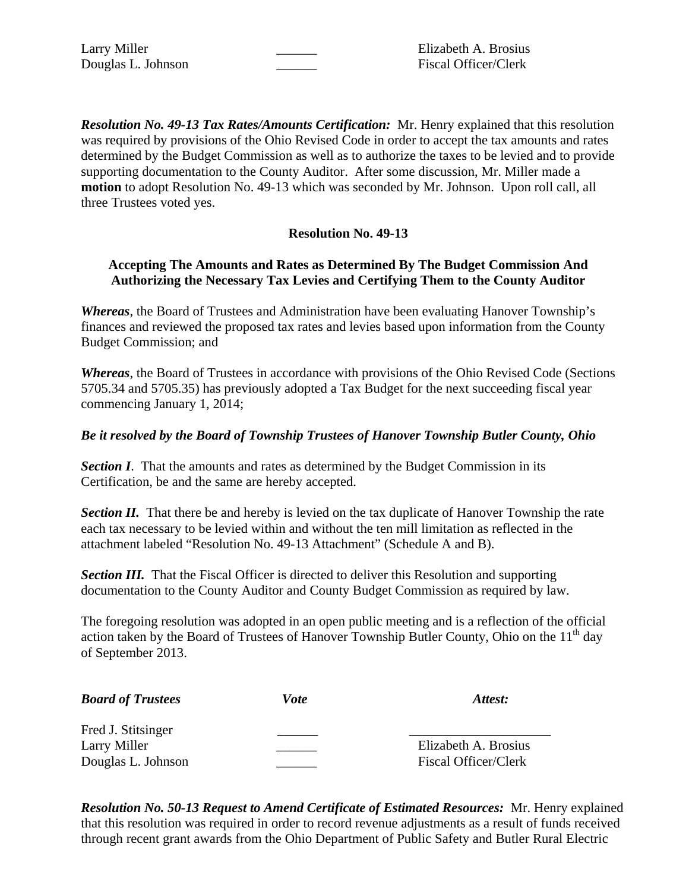| | | |
|---|---|---|
| Larry Miller | ______ | Elizabeth A. Brosius |
| Douglas L. Johnson | ______ | Fiscal Officer/Clerk |

***Resolution No. 49-13 Tax Rates/Amounts Certification:*** Mr. Henry explained that this resolution was required by provisions of the Ohio Revised Code in order to accept the tax amounts and rates determined by the Budget Commission as well as to authorize the taxes to be levied and to provide supporting documentation to the County Auditor. After some discussion, Mr. Miller made a **motion** to adopt Resolution No. 49-13 which was seconded by Mr. Johnson. Upon roll call, all three Trustees voted yes.

**Resolution No. 49-13**

**Accepting The Amounts and Rates as Determined By The Budget Commission And Authorizing the Necessary Tax Levies and Certifying Them to the County Auditor**

***Whereas***, the Board of Trustees and Administration have been evaluating Hanover Township's finances and reviewed the proposed tax rates and levies based upon information from the County Budget Commission; and

***Whereas***, the Board of Trustees in accordance with provisions of the Ohio Revised Code (Sections 5705.34 and 5705.35) has previously adopted a Tax Budget for the next succeeding fiscal year commencing January 1, 2014;

***Be it resolved by the Board of Township Trustees of Hanover Township Butler County, Ohio***

***Section I***. That the amounts and rates as determined by the Budget Commission in its Certification, be and the same are hereby accepted.

***Section II.*** That there be and hereby is levied on the tax duplicate of Hanover Township the rate each tax necessary to be levied within and without the ten mill limitation as reflected in the attachment labeled "Resolution No. 49-13 Attachment" (Schedule A and B).

***Section III.*** That the Fiscal Officer is directed to deliver this Resolution and supporting documentation to the County Auditor and County Budget Commission as required by law.

The foregoing resolution was adopted in an open public meeting and is a reflection of the official action taken by the Board of Trustees of Hanover Township Butler County, Ohio on the 11th day of September 2013.

| ***Board of Trustees*** | ***Vote*** | ***Attest:*** |
|---|---|---|
| Fred J. Stitsinger | ______ | ____________________ |
| Larry Miller | ______ | Elizabeth A. Brosius |
| Douglas L. Johnson | ______ | Fiscal Officer/Clerk |

***Resolution No. 50-13 Request to Amend Certificate of Estimated Resources:*** Mr. Henry explained that this resolution was required in order to record revenue adjustments as a result of funds received through recent grant awards from the Ohio Department of Public Safety and Butler Rural Electric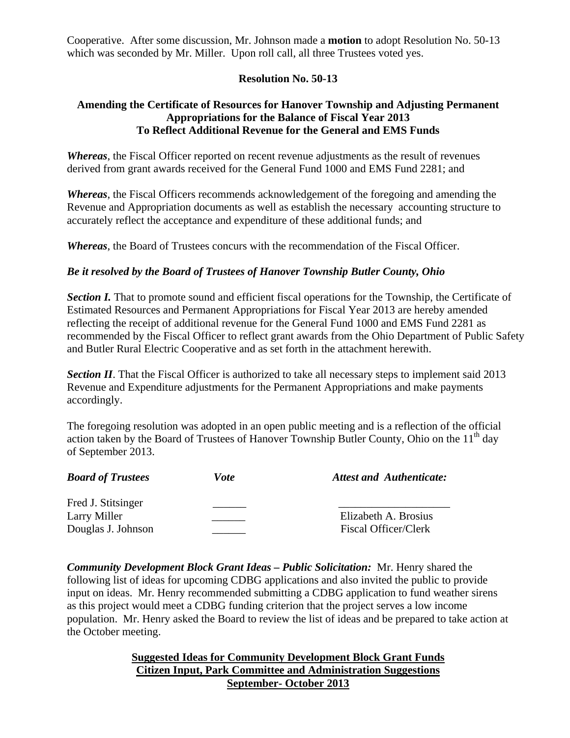Cooperative. After some discussion, Mr. Johnson made a **motion** to adopt Resolution No. 50-13 which was seconded by Mr. Miller. Upon roll call, all three Trustees voted yes.

**Resolution No. 50-13**

**Amending the Certificate of Resources for Hanover Township and Adjusting Permanent Appropriations for the Balance of Fiscal Year 2013 To Reflect Additional Revenue for the General and EMS Funds**

***Whereas***, the Fiscal Officer reported on recent revenue adjustments as the result of revenues derived from grant awards received for the General Fund 1000 and EMS Fund 2281; and

***Whereas***, the Fiscal Officers recommends acknowledgement of the foregoing and amending the Revenue and Appropriation documents as well as establish the necessary accounting structure to accurately reflect the acceptance and expenditure of these additional funds; and

***Whereas***, the Board of Trustees concurs with the recommendation of the Fiscal Officer.

***Be it resolved by the Board of Trustees of Hanover Township Butler County, Ohio***

***Section I.*** That to promote sound and efficient fiscal operations for the Township, the Certificate of Estimated Resources and Permanent Appropriations for Fiscal Year 2013 are hereby amended reflecting the receipt of additional revenue for the General Fund 1000 and EMS Fund 2281 as recommended by the Fiscal Officer to reflect grant awards from the Ohio Department of Public Safety and Butler Rural Electric Cooperative and as set forth in the attachment herewith.

***Section II***. That the Fiscal Officer is authorized to take all necessary steps to implement said 2013 Revenue and Expenditure adjustments for the Permanent Appropriations and make payments accordingly.

The foregoing resolution was adopted in an open public meeting and is a reflection of the official action taken by the Board of Trustees of Hanover Township Butler County, Ohio on the 11th day of September 2013.

| ***Board of Trustees*** | ***Vote*** | ***Attest and Authenticate:*** |
|---|---|---|
| Fred J. Stitsinger | ______ | ____________________ |
| Larry Miller | ______ | Elizabeth A. Brosius |
| Douglas J. Johnson | ______ | Fiscal Officer/Clerk |

***Community Development Block Grant Ideas – Public Solicitation:*** Mr. Henry shared the following list of ideas for upcoming CDBG applications and also invited the public to provide input on ideas. Mr. Henry recommended submitting a CDBG application to fund weather sirens as this project would meet a CDBG funding criterion that the project serves a low income population. Mr. Henry asked the Board to review the list of ideas and be prepared to take action at the October meeting.

**Suggested Ideas for Community Development Block Grant Funds**
**Citizen Input, Park Committee and Administration Suggestions**
**September- October 2013**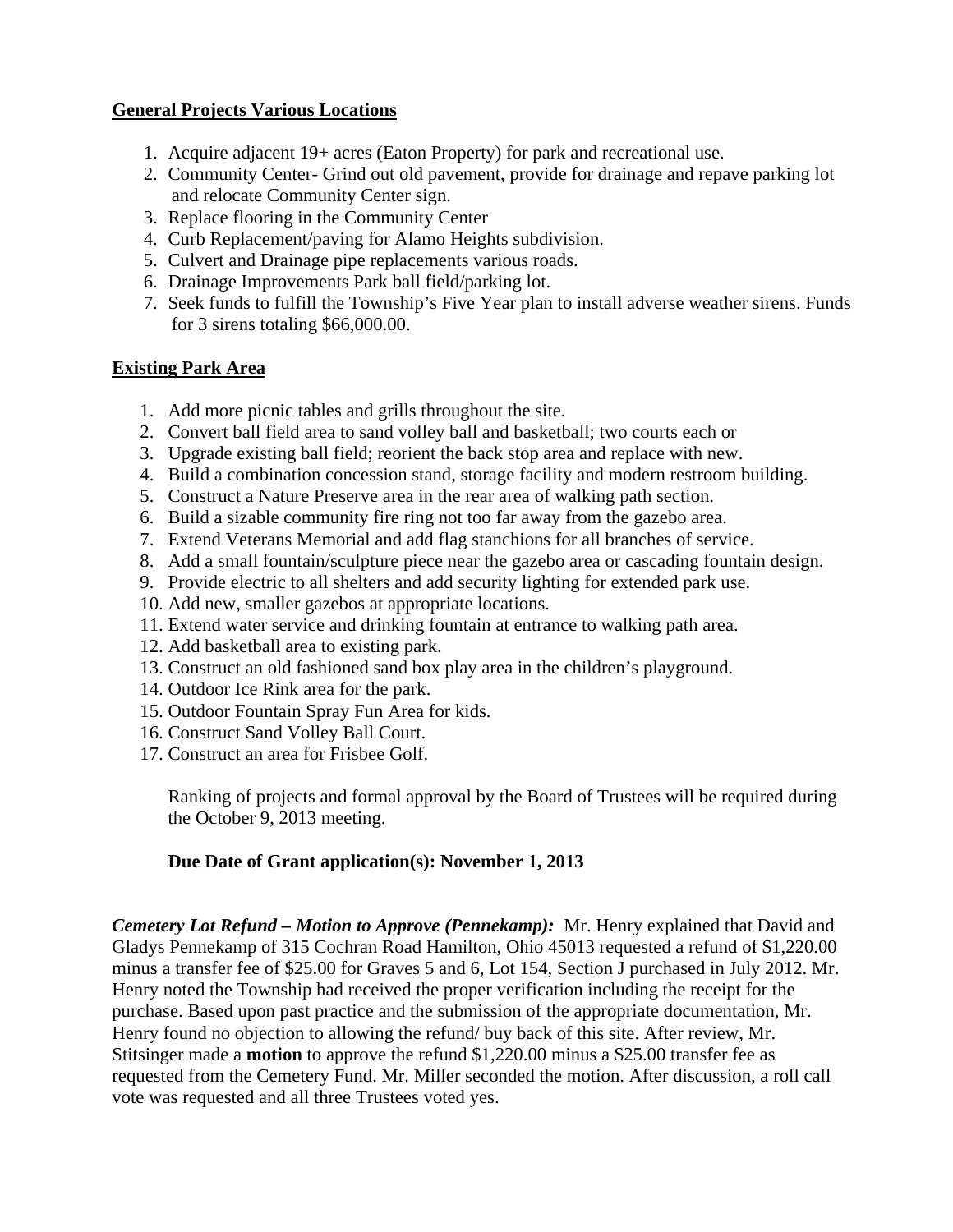**General Projects Various Locations**

1. Acquire adjacent 19+ acres (Eaton Property) for park and recreational use.
2. Community Center- Grind out old pavement, provide for drainage and repave parking lot and relocate Community Center sign.
3. Replace flooring in the Community Center
4. Curb Replacement/paving for Alamo Heights subdivision.
5. Culvert and Drainage pipe replacements various roads.
6. Drainage Improvements Park ball field/parking lot.
7. Seek funds to fulfill the Township's Five Year plan to install adverse weather sirens. Funds for 3 sirens totaling $66,000.00.

**Existing Park Area**

1. Add more picnic tables and grills throughout the site.
2. Convert ball field area to sand volley ball and basketball; two courts each or
3. Upgrade existing ball field; reorient the back stop area and replace with new.
4. Build a combination concession stand, storage facility and modern restroom building.
5. Construct a Nature Preserve area in the rear area of walking path section.
6. Build a sizable community fire ring not too far away from the gazebo area.
7. Extend Veterans Memorial and add flag stanchions for all branches of service.
8. Add a small fountain/sculpture piece near the gazebo area or cascading fountain design.
9. Provide electric to all shelters and add security lighting for extended park use.
10. Add new, smaller gazebos at appropriate locations.
11. Extend water service and drinking fountain at entrance to walking path area.
12. Add basketball area to existing park.
13. Construct an old fashioned sand box play area in the children's playground.
14. Outdoor Ice Rink area for the park.
15. Outdoor Fountain Spray Fun Area for kids.
16. Construct Sand Volley Ball Court.
17. Construct an area for Frisbee Golf.

Ranking of projects and formal approval by the Board of Trustees will be required during the October 9, 2013 meeting.

**Due Date of Grant application(s): November 1, 2013**

***Cemetery Lot Refund – Motion to Approve (Pennekamp):*** Mr. Henry explained that David and Gladys Pennekamp of 315 Cochran Road Hamilton, Ohio 45013 requested a refund of $1,220.00 minus a transfer fee of $25.00 for Graves 5 and 6, Lot 154, Section J purchased in July 2012. Mr. Henry noted the Township had received the proper verification including the receipt for the purchase. Based upon past practice and the submission of the appropriate documentation, Mr. Henry found no objection to allowing the refund/ buy back of this site. After review, Mr. Stitsinger made a **motion** to approve the refund $1,220.00 minus a $25.00 transfer fee as requested from the Cemetery Fund. Mr. Miller seconded the motion. After discussion, a roll call vote was requested and all three Trustees voted yes.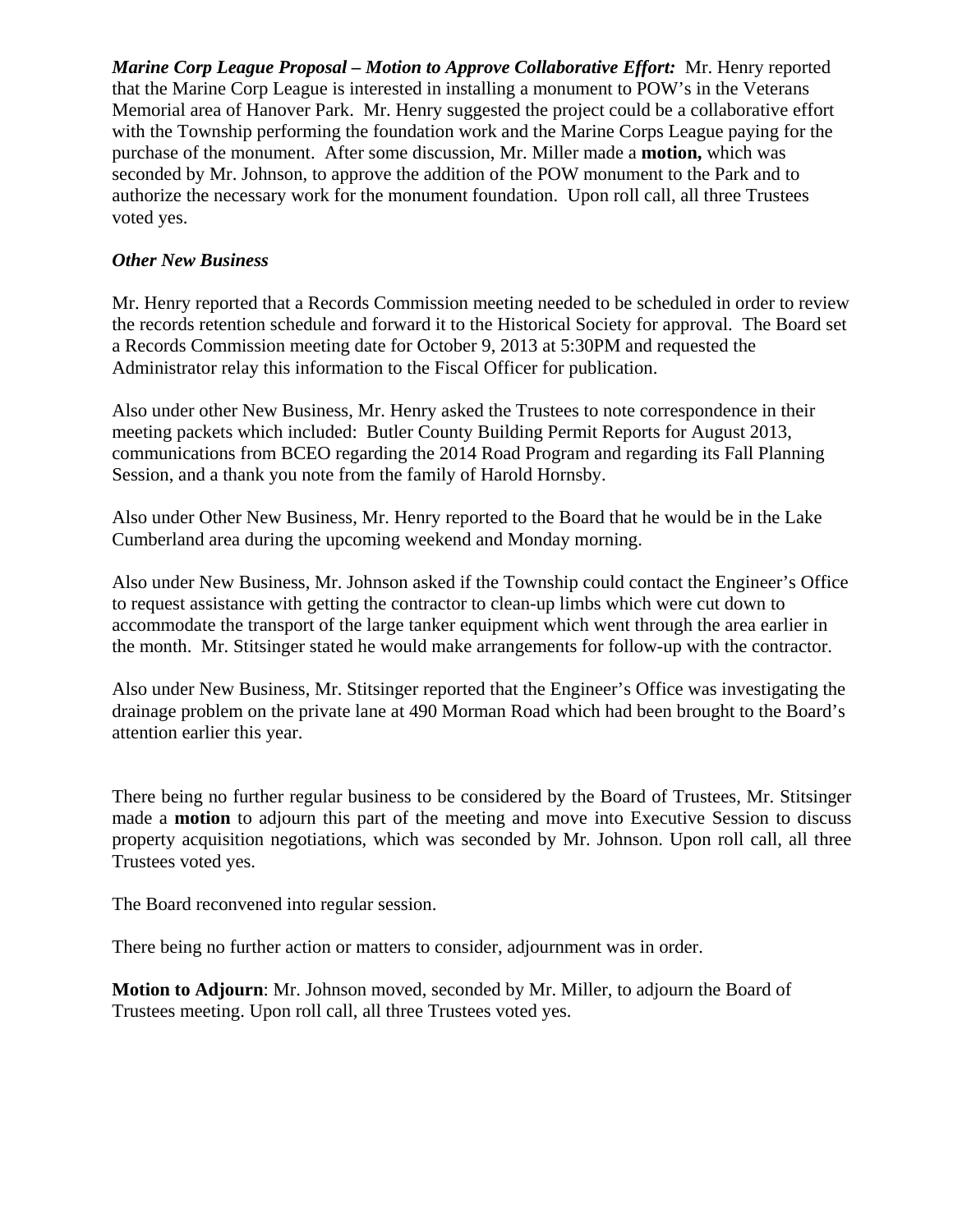***Marine Corp League Proposal – Motion to Approve Collaborative Effort:*** Mr. Henry reported that the Marine Corp League is interested in installing a monument to POW's in the Veterans Memorial area of Hanover Park. Mr. Henry suggested the project could be a collaborative effort with the Township performing the foundation work and the Marine Corps League paying for the purchase of the monument. After some discussion, Mr. Miller made a **motion,** which was seconded by Mr. Johnson, to approve the addition of the POW monument to the Park and to authorize the necessary work for the monument foundation. Upon roll call, all three Trustees voted yes.

***Other New Business***

Mr. Henry reported that a Records Commission meeting needed to be scheduled in order to review the records retention schedule and forward it to the Historical Society for approval. The Board set a Records Commission meeting date for October 9, 2013 at 5:30PM and requested the Administrator relay this information to the Fiscal Officer for publication.

Also under other New Business, Mr. Henry asked the Trustees to note correspondence in their meeting packets which included: Butler County Building Permit Reports for August 2013, communications from BCEO regarding the 2014 Road Program and regarding its Fall Planning Session, and a thank you note from the family of Harold Hornsby.

Also under Other New Business, Mr. Henry reported to the Board that he would be in the Lake Cumberland area during the upcoming weekend and Monday morning.

Also under New Business, Mr. Johnson asked if the Township could contact the Engineer's Office to request assistance with getting the contractor to clean-up limbs which were cut down to accommodate the transport of the large tanker equipment which went through the area earlier in the month. Mr. Stitsinger stated he would make arrangements for follow-up with the contractor.

Also under New Business, Mr. Stitsinger reported that the Engineer's Office was investigating the drainage problem on the private lane at 490 Morman Road which had been brought to the Board's attention earlier this year.

There being no further regular business to be considered by the Board of Trustees, Mr. Stitsinger made a **motion** to adjourn this part of the meeting and move into Executive Session to discuss property acquisition negotiations, which was seconded by Mr. Johnson. Upon roll call, all three Trustees voted yes.

The Board reconvened into regular session.

There being no further action or matters to consider, adjournment was in order.

**Motion to Adjourn**: Mr. Johnson moved, seconded by Mr. Miller, to adjourn the Board of Trustees meeting. Upon roll call, all three Trustees voted yes.